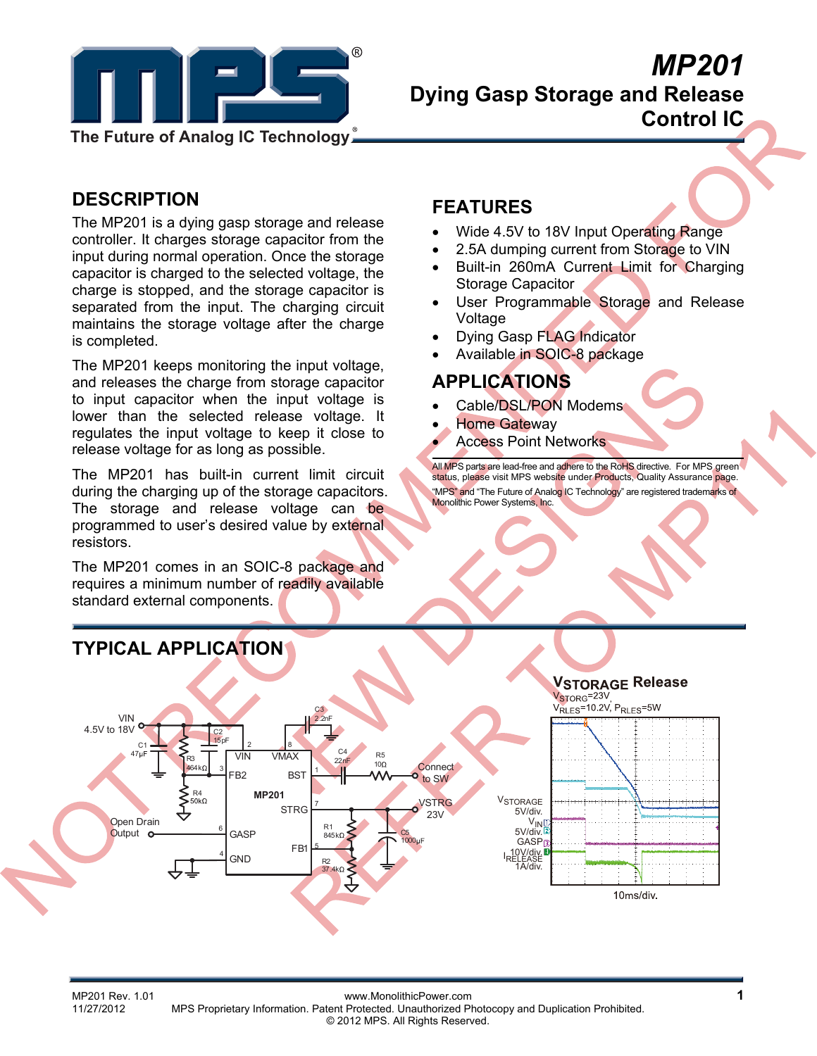# MP201

## Dying Gasp Storage and Release Control IC

NOT RECOMMENDED FOR NEW DESIGNS REFER TO MP111

## DESCRIPTION

The MP201 is a dying gasp storage and release controller. It charges storage capacitor from the input during normal operation. Once the storage capacitor is charged to the selected voltage, the charge is stopped, and the storage capacitor is separated from the input. The charging circuit maintains the storage voltage after the charge is completed.

The MP201 keeps monitoring the input voltage, and releases the charge from storage capacitor to input capacitor when the input voltage is lower than the selected release voltage. It regulates the input voltage to keep it close to release voltage for as long as possible.

The MP201 has built-in current limit circuit during the charging up of the storage capacitors. The storage and release voltage can be programmed to user's desired value by external resistors.

The MP201 comes in an SOIC-8 package and requires a minimum number of readily available standard external components.

## FEATURES

- Wide 4.5V to 18V Input Operating Range
- 2.5A dumping current from Storage to VIN
- Built-in 260mA Current Limit for Charging Storage Capacitor
- User Programmable Storage and Release Voltage
- Dying Gasp FLAG Indicator
- Available in SOIC-8 package

## APPLICATIONS

- Cable/DSL/PON Modems
- Home Gateway
- Access Point Networks

All MPS parts are lead-free and adhere to the RoHS directive. For MPS green status, please visit MPS website under Products, Quality Assurance page.
"MPS" and "The Future of Analog IC Technology" are registered trademarks of Monolithic Power Systems, Inc.

## TYPICAL APPLICATION

**$V_{STORAGE}$ Release**
$V_{STORG}$=23V
$V_{RLES}$=10.2V, $P_{RLES}$=5W

$V_{STORAGE}$ 5V/div.
$V_{IN}$ 5V/div.
GASP 10V/div.
$I_{RELEASE}$ 1A/div.

10ms/div.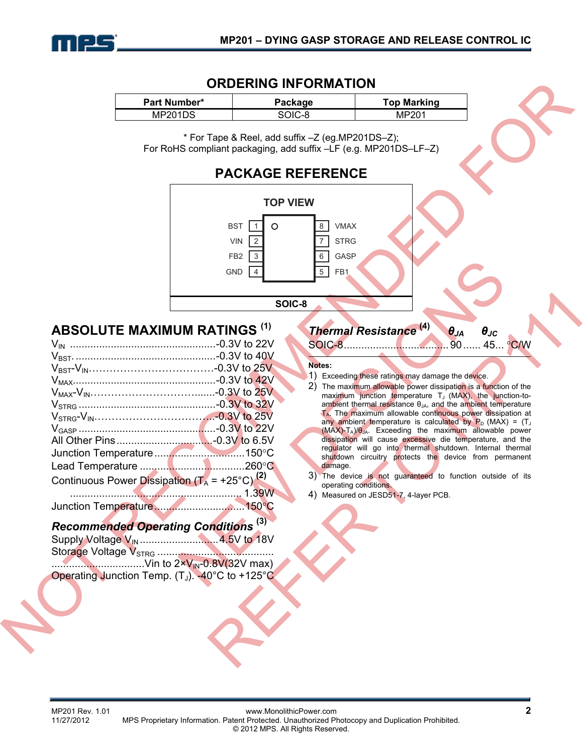## ORDERING INFORMATION

| Part Number* | Package | Top Marking |
|---|---|---|
| MP201DS | SOIC-8 | MP201 |

\* For Tape & Reel, add suffix –Z (eg.MP201DS–Z);
For RoHS compliant packaging, add suffix –LF (e.g. MP201DS–LF–Z)

## PACKAGE REFERENCE

TOP VIEW

| Pin | Name | Pin | Name |
|---|---|---|---|
| 1 | BST | 8 | VMAX |
| 2 | VIN | 7 | STRG |
| 3 | FB2 | 6 | GASP |
| 4 | GND | 5 | FB1 |

SOIC-8

## ABSOLUTE MAXIMUM RATINGS [1]

$V_{IN}$ .................................................-0.3V to 22V
$V_{BST}$ .................................................-0.3V to 40V
$V_{BST}$-$V_{IN}$ ..................................-0.3V to 25V
$V_{MAX}$ ................................................-0.3V to 42V
$V_{MAX}$-$V_{IN}$ ...................................-0.3V to 25V
$V_{STRG}$ ..............................................-0.3V to 32V
$V_{STRG}$-$V_{IN}$ ..................................-0.3V to 25V
$V_{GASP}$ ..............................................-0.3V to 22V
All Other Pins ................................-0.3V to 6.5V
Junction Temperature ...............................150°C
Lead Temperature ....................................260°C
Continuous Power Dissipation ($T_A$ = +25°C) [2]
............................................................ 1.39W
Junction Temperature ...............................150°C

### *Recommended Operating Conditions* [3]

Supply Voltage $V_{IN}$ ...........................4.5V to 18V
Storage Voltage $V_{STRG}$ ........................................
................................Vin to 2×$V_{IN}$-0.8V(32V max)
Operating Junction Temp. ($T_J$). -40°C to +125°C

### *Thermal Resistance* [4] $\theta_{JA}$ $\theta_{JC}$

SOIC-8.................................... 90 ...... 45... °C/W

**Notes:**

1) Exceeding these ratings may damage the device.
2) The maximum allowable power dissipation is a function of the maximum junction temperature $T_J$ (MAX), the junction-to-ambient thermal resistance $\theta_{JA}$, and the ambient temperature $T_A$. The maximum allowable continuous power dissipation at any ambient temperature is calculated by $P_D$ (MAX) = ($T_J$ (MAX)-$T_A$)/$\theta_{JA}$. Exceeding the maximum allowable power dissipation will cause excessive die temperature, and the regulator will go into thermal shutdown. Internal thermal shutdown circuitry protects the device from permanent damage.
3) The device is not guaranteed to function outside of its operating conditions.
4) Measured on JESD51-7, 4-layer PCB.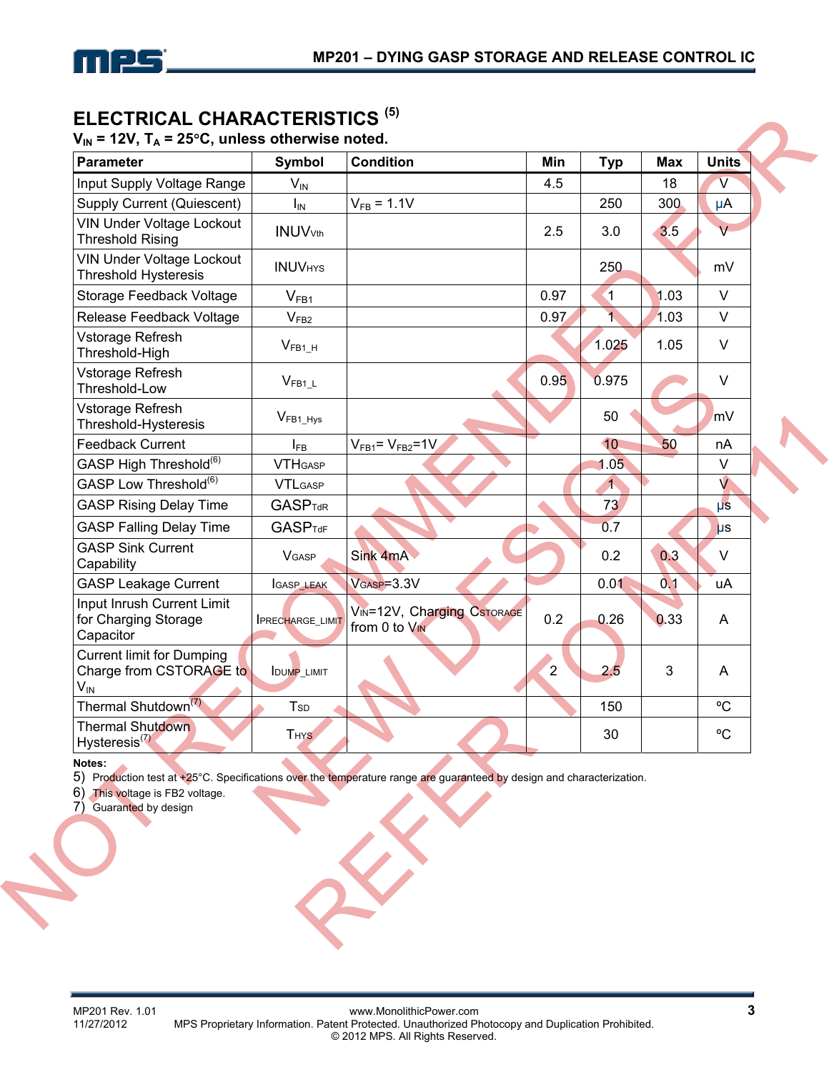## ELECTRICAL CHARACTERISTICS (5)

$V_{IN}$ = 12V, $T_A$ = 25°C, unless otherwise noted.

| Parameter | Symbol | Condition | Min | Typ | Max | Units |
|---|---|---|---|---|---|---|
| Input Supply Voltage Range | $V_{IN}$ | | 4.5 | | 18 | V |
| Supply Current (Quiescent) | $I_{IN}$ | $V_{FB}$ = 1.1V | | 250 | 300 | μA |
| VIN Under Voltage Lockout Threshold Rising | $INUV_{Vth}$ | | 2.5 | 3.0 | 3.5 | V |
| VIN Under Voltage Lockout Threshold Hysteresis | $INUV_{HYS}$ | | | 250 | | mV |
| Storage Feedback Voltage | $V_{FB1}$ | | 0.97 | 1 | 1.03 | V |
| Release Feedback Voltage | $V_{FB2}$ | | 0.97 | 1 | 1.03 | V |
| Vstorage Refresh Threshold-High | $V_{FB1\_H}$ | | | 1.025 | 1.05 | V |
| Vstorage Refresh Threshold-Low | $V_{FB1\_L}$ | | 0.95 | 0.975 | | V |
| Vstorage Refresh Threshold-Hysteresis | $V_{FB1\_Hys}$ | | | 50 | | mV |
| Feedback Current | $I_{FB}$ | $V_{FB1}$= $V_{FB2}$=1V | | 10 | 50 | nA |
| GASP High Threshold(6) | $VTH_{GASP}$ | | | 1.05 | | V |
| GASP Low Threshold(6) | $VTL_{GASP}$ | | | 1 | | V |
| GASP Rising Delay Time | $GASP_{TdR}$ | | | 73 | | μs |
| GASP Falling Delay Time | $GASP_{TdF}$ | | | 0.7 | | μs |
| GASP Sink Current Capability | $V_{GASP}$ | Sink 4mA | | 0.2 | 0.3 | V |
| GASP Leakage Current | $I_{GASP\_LEAK}$ | $V_{GASP}$=3.3V | | 0.01 | 0.1 | uA |
| Input Inrush Current Limit for Charging Storage Capacitor | $I_{PRECHARGE\_LIMIT}$ | $V_{IN}$=12V, Charging $C_{STORAGE}$ from 0 to $V_{IN}$ | 0.2 | 0.26 | 0.33 | A |
| Current limit for Dumping Charge from CSTORAGE to $V_{IN}$ | $I_{DUMP\_LIMIT}$ | | 2 | 2.5 | 3 | A |
| Thermal Shutdown(7) | $T_{SD}$ | | | 150 | | ºC |
| Thermal Shutdown Hysteresis(7) | $T_{HYS}$ | | | 30 | | ºC |

**Notes:**

5) Production test at +25°C. Specifications over the temperature range are guaranteed by design and characterization.
6) This voltage is FB2 voltage.
7) Guaranteed by design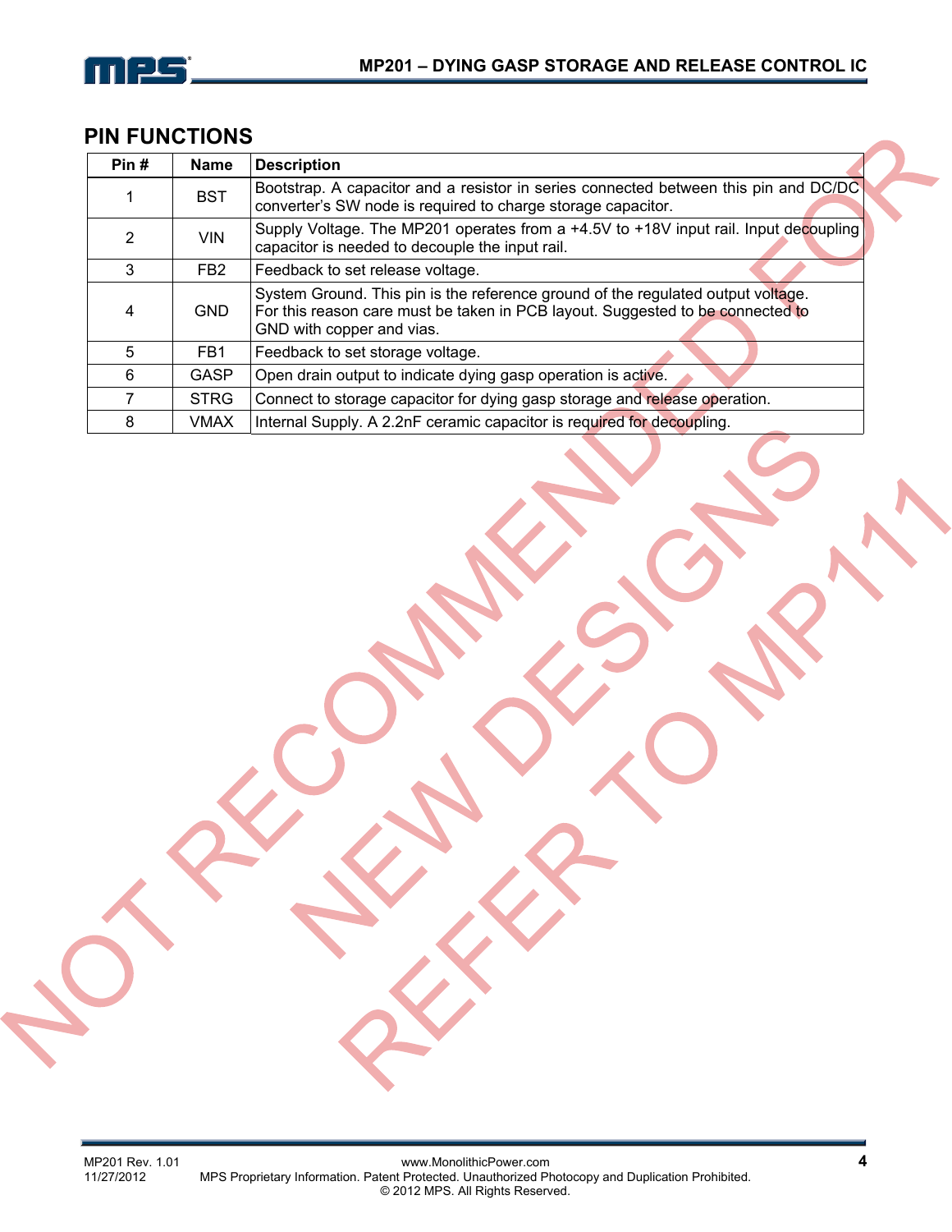## PIN FUNCTIONS

| Pin # | Name | Description |
|---|---|---|
| 1 | BST | Bootstrap. A capacitor and a resistor in series connected between this pin and DC/DC converter's SW node is required to charge storage capacitor. |
| 2 | VIN | Supply Voltage. The MP201 operates from a +4.5V to +18V input rail. Input decoupling capacitor is needed to decouple the input rail. |
| 3 | FB2 | Feedback to set release voltage. |
| 4 | GND | System Ground. This pin is the reference ground of the regulated output voltage. For this reason care must be taken in PCB layout. Suggested to be connected to GND with copper and vias. |
| 5 | FB1 | Feedback to set storage voltage. |
| 6 | GASP | Open drain output to indicate dying gasp operation is active. |
| 7 | STRG | Connect to storage capacitor for dying gasp storage and release operation. |
| 8 | VMAX | Internal Supply. A 2.2nF ceramic capacitor is required for decoupling. |

NOT RECOMMENDED FOR NEW DESIGNS REFER TO MP111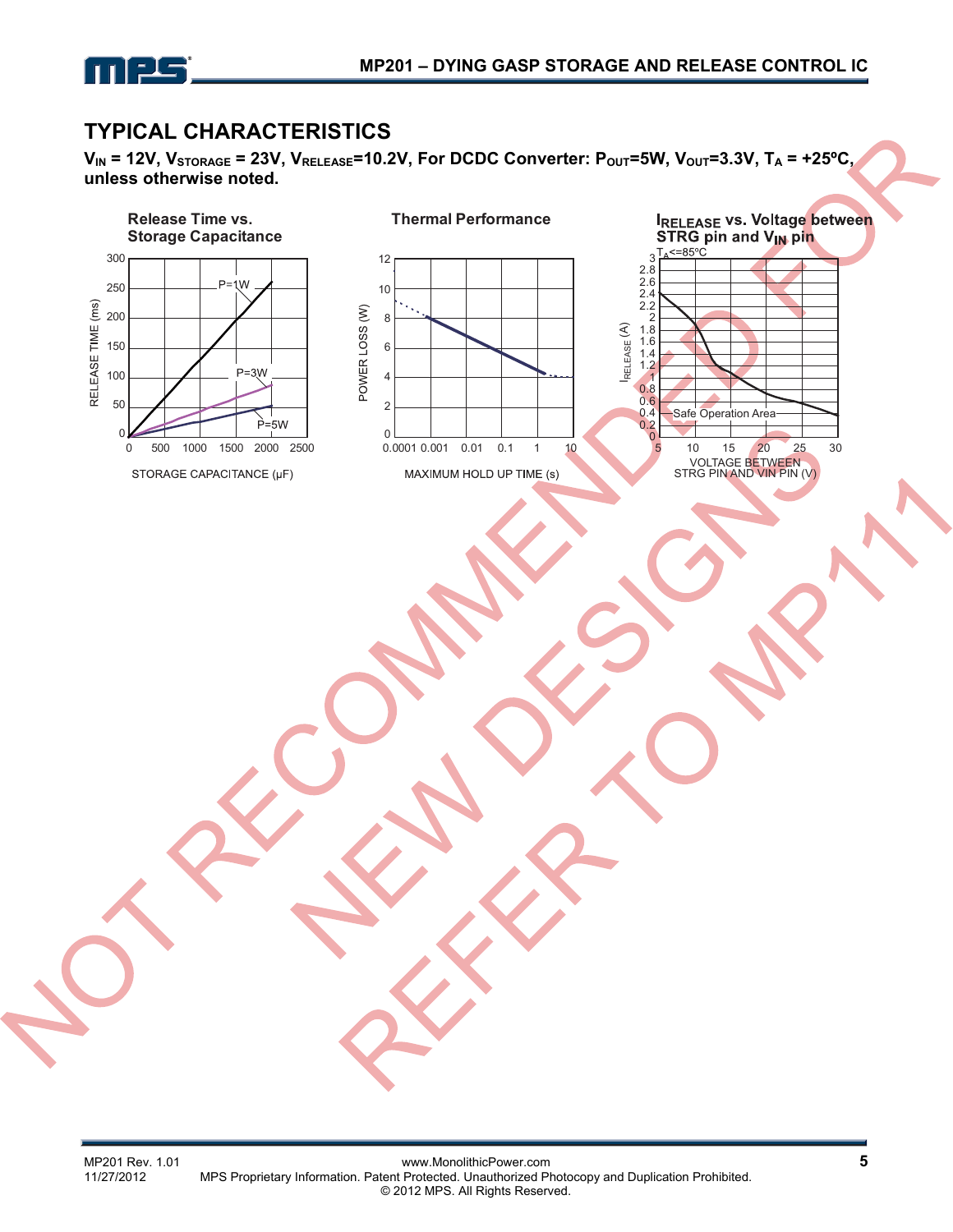## TYPICAL CHARACTERISTICS

**$V_{IN}$ = 12V, $V_{STORAGE}$ = 23V, $V_{RELEASE}$=10.2V, For DCDC Converter: $P_{OUT}$=5W, $V_{OUT}$=3.3V, $T_A$ = +25ºC, unless otherwise noted.**

**Release Time vs. Storage Capacitance**

RELEASE TIME (ms) vs. STORAGE CAPACITANCE (µF)

P=1W, P=3W, P=5W

**Thermal Performance**

POWER LOSS (W) vs. MAXIMUM HOLD UP TIME (s)

**$I_{RELEASE}$ vs. Voltage between STRG pin and $V_{IN}$ pin**

$T_A$<=85ºC

$I_{RELEASE}$ (A) vs. VOLTAGE BETWEEN STRG PIN AND VIN PIN (V)

Safe Operation Area

NOT RECOMMENDED FOR NEW DESIGNS REFER TO MP111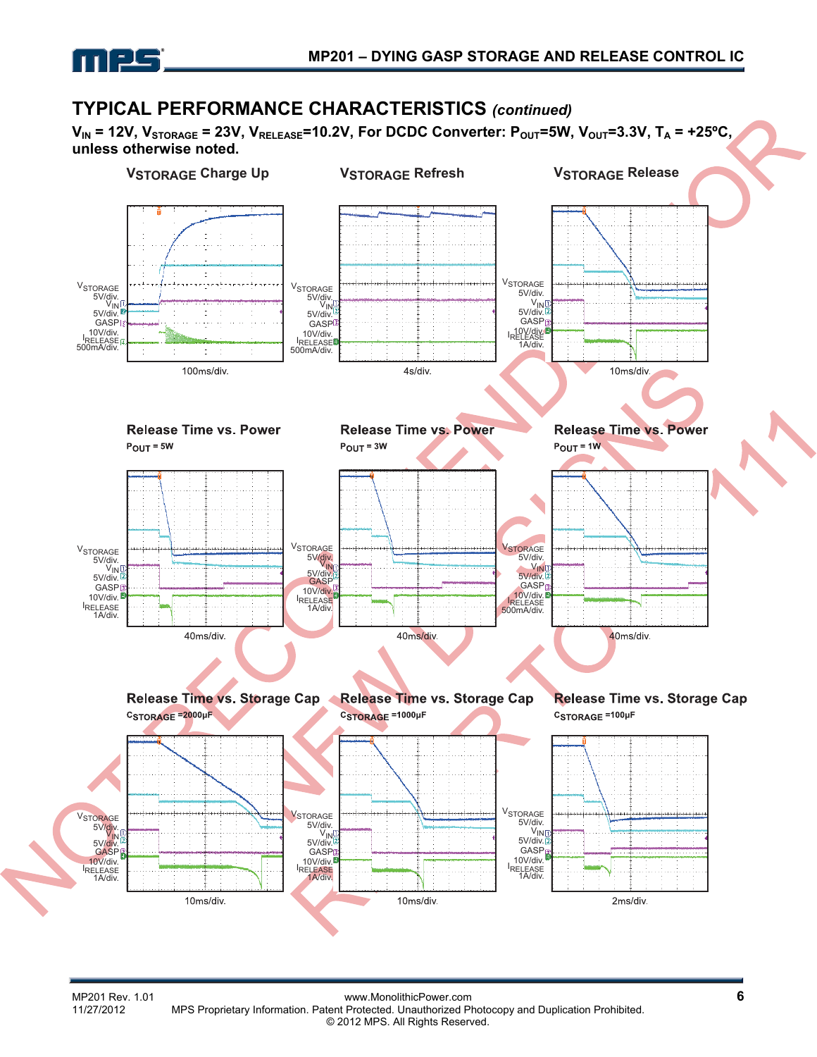## TYPICAL PERFORMANCE CHARACTERISTICS *(continued)*

**$V_{IN}$ = 12V, $V_{STORAGE}$ = 23V, $V_{RELEASE}$=10.2V, For DCDC Converter: $P_{OUT}$=5W, $V_{OUT}$=3.3V, $T_A$ = +25ºC, unless otherwise noted.**

**$V_{STORAGE}$ Charge Up**

$V_{STORAGE}$ 5V/div.
$V_{IN}$ 5V/div.
GASP 10V/div.
$I_{RELEASE}$ 500mA/div.

100ms/div.

**$V_{STORAGE}$ Refresh**

$V_{STORAGE}$ 5V/div.
$V_{IN}$ 5V/div.
GASP 10V/div.
$I_{RELEASE}$ 500mA/div.

4s/div.

**$V_{STORAGE}$ Release**

$V_{STORAGE}$ 5V/div.
$V_{IN}$ 5V/div.
GASP 10V/div.
$I_{RELEASE}$ 1A/div.

10ms/div.

**Release Time vs. Power**

$P_{OUT}$ = 5W

$V_{STORAGE}$ 5V/div.
$V_{IN}$ 5V/div.
GASP 10V/div.
$I_{RELEASE}$ 1A/div.

40ms/div.

**Release Time vs. Power**

$P_{OUT}$ = 3W

$V_{STORAGE}$ 5V/div.
$V_{IN}$ 5V/div.
GASP 10V/div.
$I_{RELEASE}$ 1A/div.

40ms/div.

**Release Time vs. Power**

$P_{OUT}$ = 1W

$V_{STORAGE}$ 5V/div.
$V_{IN}$ 5V/div.
GASP 10V/div.
$I_{RELEASE}$ 500mA/div.

40ms/div.

**Release Time vs. Storage Cap**

$C_{STORAGE}$ =2000µF

$V_{STORAGE}$ 5V/div.
$V_{IN}$ 5V/div.
GASP 10V/div.
$I_{RELEASE}$ 1A/div.

10ms/div.

**Release Time vs. Storage Cap**

$C_{STORAGE}$ =1000µF

$V_{STORAGE}$ 5V/div.
$V_{IN}$ 5V/div.
GASP 10V/div.
$I_{RELEASE}$ 1A/div.

10ms/div.

**Release Time vs. Storage Cap**

$C_{STORAGE}$ =100µF

$V_{STORAGE}$ 5V/div.
$V_{IN}$ 5V/div.
GASP 10V/div.
$I_{RELEASE}$ 1A/div.

2ms/div.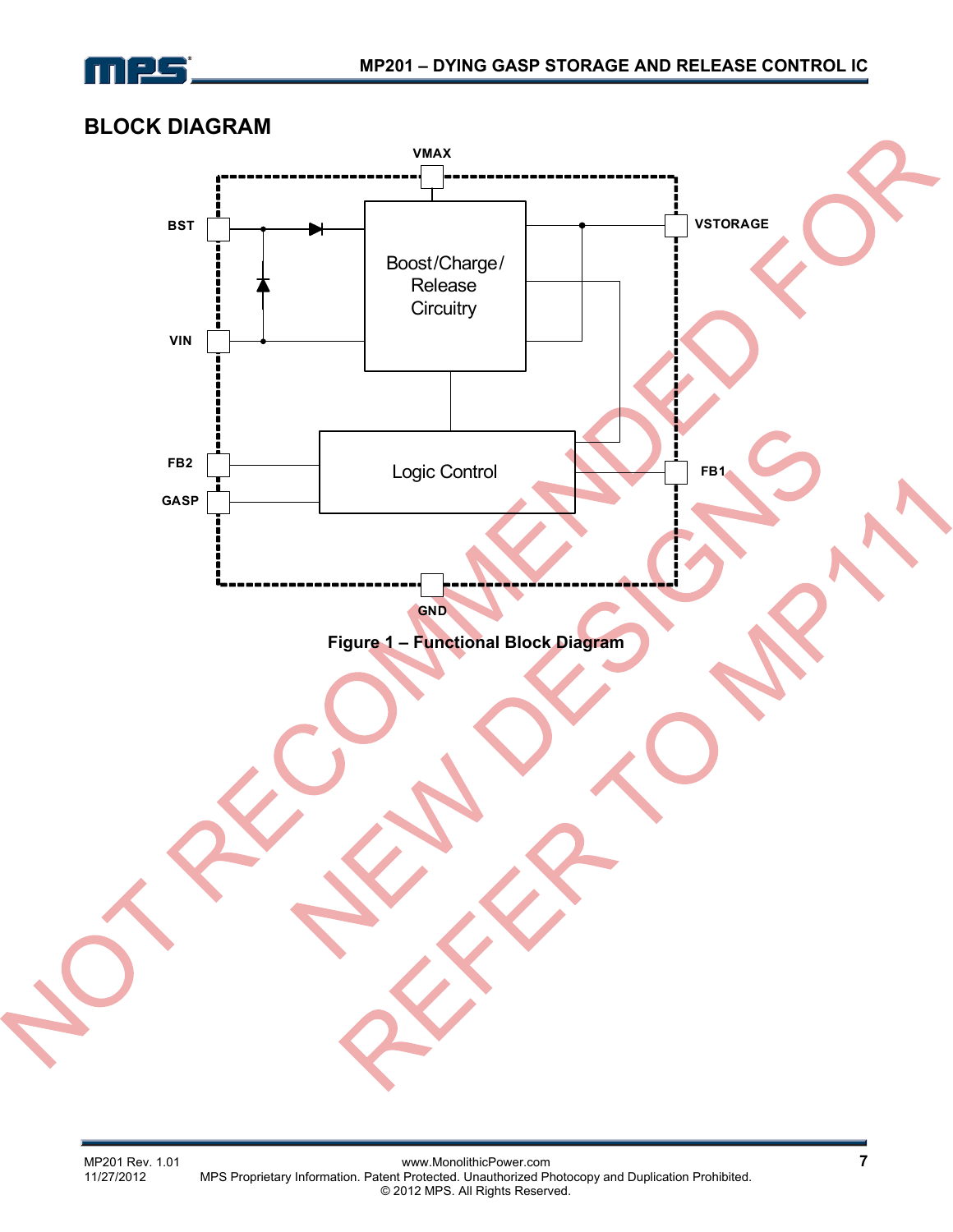## BLOCK DIAGRAM

VMAX

BST

VSTORAGE

Boost/Charge/ Release Circuitry

VIN

Logic Control

FB2

FB1

GASP

GND

**Figure 1 – Functional Block Diagram**

NOT RECOMMENDED FOR NEW DESIGNS REFER TO MP111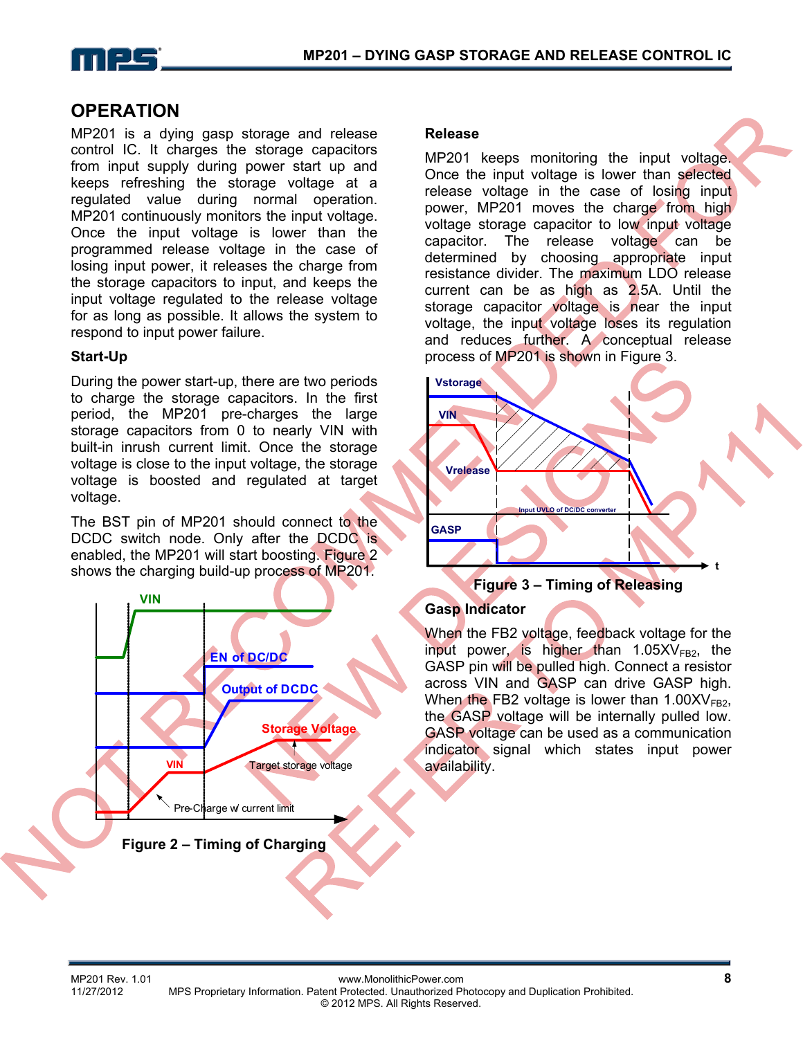## OPERATION

MP201 is a dying gasp storage and release control IC. It charges the storage capacitors from input supply during power start up and keeps refreshing the storage voltage at a regulated value during normal operation. MP201 continuously monitors the input voltage. Once the input voltage is lower than the programmed release voltage in the case of losing input power, it releases the charge from the storage capacitors to input, and keeps the input voltage regulated to the release voltage for as long as possible. It allows the system to respond to input power failure.

### Start-Up

During the power start-up, there are two periods to charge the storage capacitors. In the first period, the MP201 pre-charges the large storage capacitors from 0 to nearly VIN with built-in inrush current limit. Once the storage voltage is close to the input voltage, the storage voltage is boosted and regulated at target voltage.

The BST pin of MP201 should connect to the DCDC switch node. Only after the DCDC is enabled, the MP201 will start boosting. Figure 2 shows the charging build-up process of MP201.

**Figure 2 – Timing of Charging**

### Release

MP201 keeps monitoring the input voltage. Once the input voltage is lower than selected release voltage in the case of losing input power, MP201 moves the charge from high voltage storage capacitor to low input voltage capacitor. The release voltage can be determined by choosing appropriate input resistance divider. The maximum LDO release current can be as high as 2.5A. Until the storage capacitor voltage is near the input voltage, the input voltage loses its regulation and reduces further. A conceptual release process of MP201 is shown in Figure 3.

**Figure 3 – Timing of Releasing**

### Gasp Indicator

When the FB2 voltage, feedback voltage for the input power, is higher than $1.05XV_{FB2}$, the GASP pin will be pulled high. Connect a resistor across VIN and GASP can drive GASP high. When the FB2 voltage is lower than $1.00XV_{FB2}$, the GASP voltage will be internally pulled low. GASP voltage can be used as a communication indicator signal which states input power availability.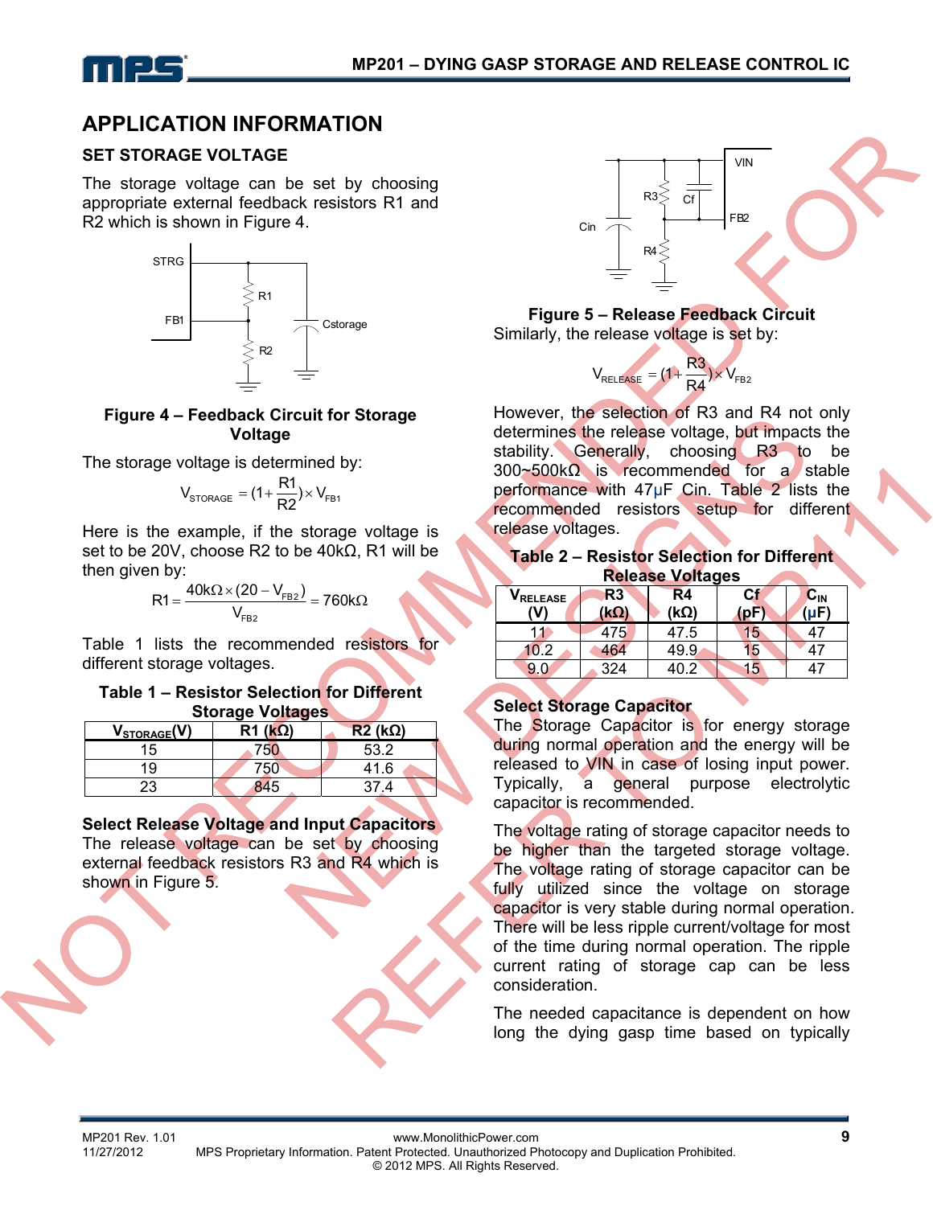## APPLICATION INFORMATION

### SET STORAGE VOLTAGE

The storage voltage can be set by choosing appropriate external feedback resistors R1 and R2 which is shown in Figure 4.

**Figure 4 – Feedback Circuit for Storage Voltage**

The storage voltage is determined by:

$$V_{STORAGE} = (1 + \frac{R1}{R2}) \times V_{FB1}$$

Here is the example, if the storage voltage is set to be 20V, choose R2 to be 40kΩ, R1 will be then given by:

$$R1 = \frac{40k\Omega \times (20 - V_{FB2})}{V_{FB2}} = 760k\Omega$$

Table 1 lists the recommended resistors for different storage voltages.

**Table 1 – Resistor Selection for Different Storage Voltages**

| $V_{STORAGE}$(V) | R1 (kΩ) | R2 (kΩ) |
|---|---|---|
| 15 | 750 | 53.2 |
| 19 | 750 | 41.6 |
| 23 | 845 | 37.4 |

**Select Release Voltage and Input Capacitors**

The release voltage can be set by choosing external feedback resistors R3 and R4 which is shown in Figure 5.

**Figure 5 – Release Feedback Circuit**

Similarly, the release voltage is set by:

$$V_{RELEASE} = (1 + \frac{R3}{R4}) \times V_{FB2}$$

However, the selection of R3 and R4 not only determines the release voltage, but impacts the stability. Generally, choosing R3 to be 300~500kΩ is recommended for a stable performance with 47μF Cin. Table 2 lists the recommended resistors setup for different release voltages.

**Table 2 – Resistor Selection for Different Release Voltages**

| $V_{RELEASE}$ (V) | R3 (kΩ) | R4 (kΩ) | Cf (pF) | $C_{IN}$ (μF) |
|---|---|---|---|---|
| 11 | 475 | 47.5 | 15 | 47 |
| 10.2 | 464 | 49.9 | 15 | 47 |
| 9.0 | 324 | 40.2 | 15 | 47 |

**Select Storage Capacitor**

The Storage Capacitor is for energy storage during normal operation and the energy will be released to VIN in case of losing input power. Typically, a general purpose electrolytic capacitor is recommended.

The voltage rating of storage capacitor needs to be higher than the targeted storage voltage. The voltage rating of storage capacitor can be fully utilized since the voltage on storage capacitor is very stable during normal operation. There will be less ripple current/voltage for most of the time during normal operation. The ripple current rating of storage cap can be less consideration.

The needed capacitance is dependent on how long the dying gasp time based on typically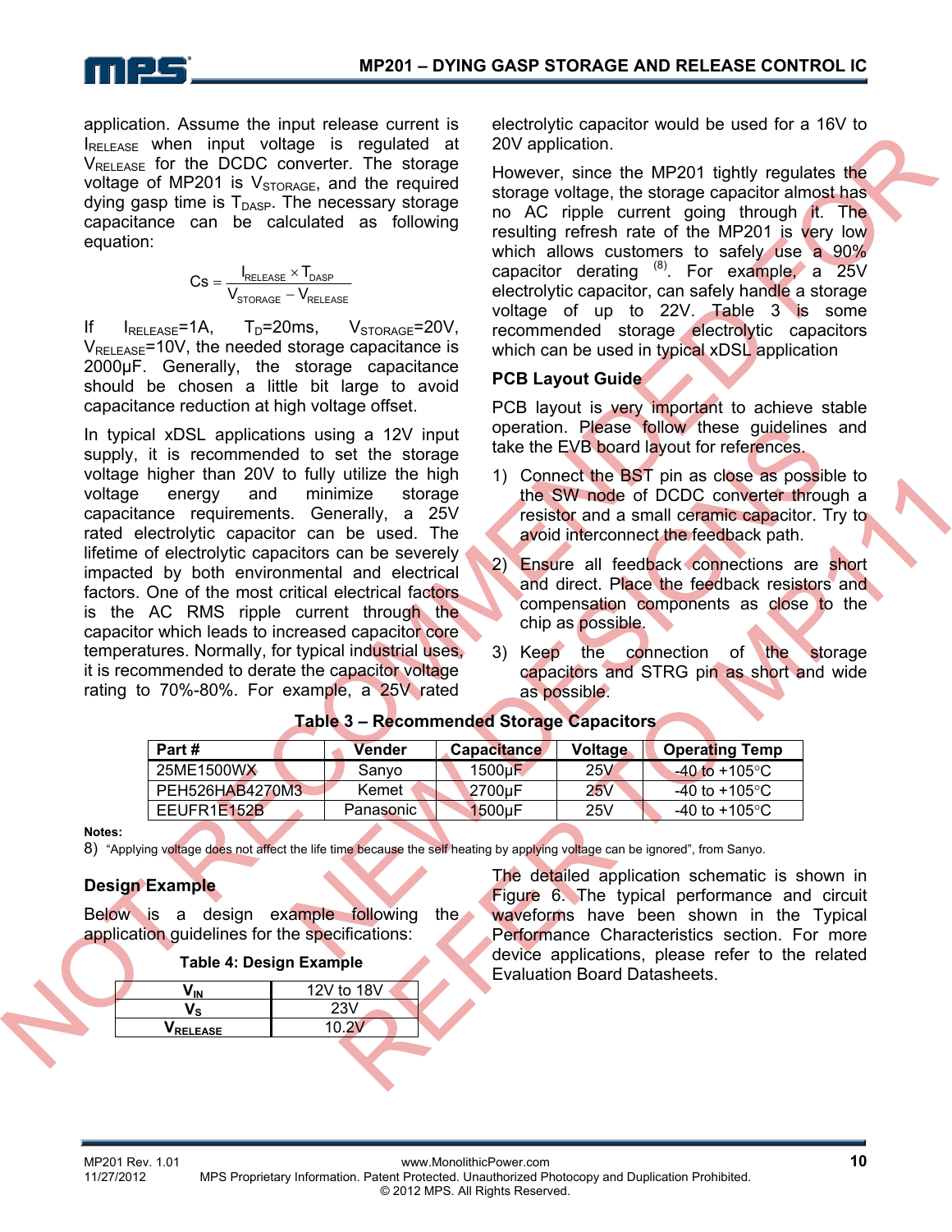application. Assume the input release current is $I_{RELEASE}$ when input voltage is regulated at $V_{RELEASE}$ for the DCDC converter. The storage voltage of MP201 is $V_{STORAGE}$, and the required dying gasp time is $T_{DASP}$. The necessary storage capacitance can be calculated as following equation:

$$Cs = \frac{I_{RELEASE} \times T_{DASP}}{V_{STORAGE} - V_{RELEASE}}$$

If $I_{RELEASE}$=1A, $T_D$=20ms, $V_{STORAGE}$=20V, $V_{RELEASE}$=10V, the needed storage capacitance is 2000µF. Generally, the storage capacitance should be chosen a little bit large to avoid capacitance reduction at high voltage offset.

In typical xDSL applications using a 12V input supply, it is recommended to set the storage voltage higher than 20V to fully utilize the high voltage energy and minimize storage capacitance requirements. Generally, a 25V rated electrolytic capacitor can be used. The lifetime of electrolytic capacitors can be severely impacted by both environmental and electrical factors. One of the most critical electrical factors is the AC RMS ripple current through the capacitor which leads to increased capacitor core temperatures. Normally, for typical industrial uses, it is recommended to derate the capacitor voltage rating to 70%-80%. For example, a 25V rated electrolytic capacitor would be used for a 16V to 20V application.

However, since the MP201 tightly regulates the storage voltage, the storage capacitor almost has no AC ripple current going through it. The resulting refresh rate of the MP201 is very low which allows customers to safely use a 90% capacitor derating [8]. For example, a 25V electrolytic capacitor, can safely handle a storage voltage of up to 22V. Table 3 is some recommended storage electrolytic capacitors which can be used in typical xDSL application

## PCB Layout Guide

PCB layout is very important to achieve stable operation. Please follow these guidelines and take the EVB board layout for references.

1) Connect the BST pin as close as possible to the SW node of DCDC converter through a resistor and a small ceramic capacitor. Try to avoid interconnect the feedback path.
2) Ensure all feedback connections are short and direct. Place the feedback resistors and compensation components as close to the chip as possible.
3) Keep the connection of the storage capacitors and STRG pin as short and wide as possible.

**Table 3 – Recommended Storage Capacitors**

| Part # | Vender | Capacitance | Voltage | Operating Temp |
|---|---|---|---|---|
| 25ME1500WX | Sanyo | 1500µF | 25V | -40 to +105°C |
| PEH526HAB4270M3 | Kemet | 2700µF | 25V | -40 to +105°C |
| EEUFR1E152B | Panasonic | 1500µF | 25V | -40 to +105°C |

**Notes:**
8) "Applying voltage does not affect the life time because the self heating by applying voltage can be ignored", from Sanyo.

## Design Example

Below is a design example following the application guidelines for the specifications:

**Table 4: Design Example**

| | |
|---|---|
| $V_{IN}$ | 12V to 18V |
| $V_S$ | 23V |
| $V_{RELEASE}$ | 10.2V |

The detailed application schematic is shown in Figure 6. The typical performance and circuit waveforms have been shown in the Typical Performance Characteristics section. For more device applications, please refer to the related Evaluation Board Datasheets.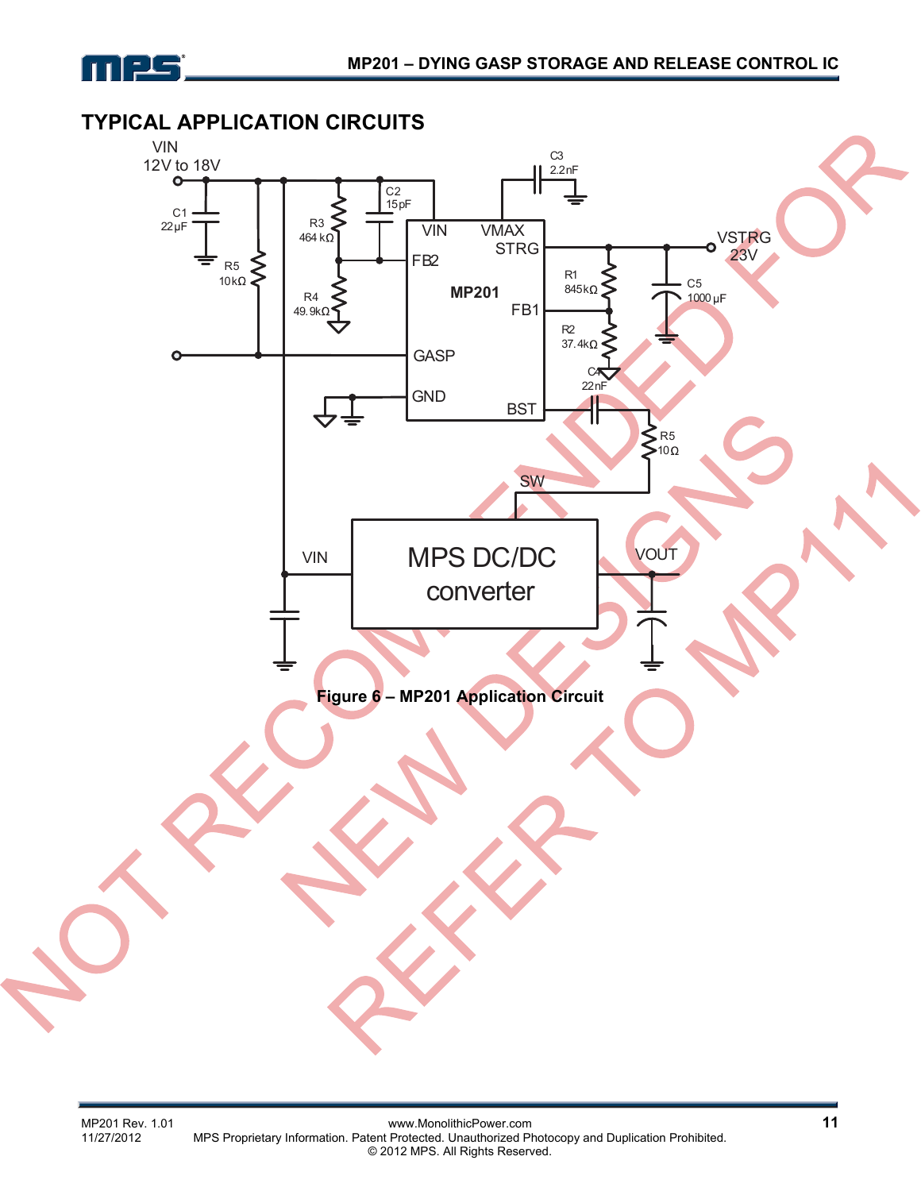## TYPICAL APPLICATION CIRCUITS

Figure 6 – MP201 Application Circuit

NOT RECOMMENDED FOR NEW DESIGNS REFER TO MP111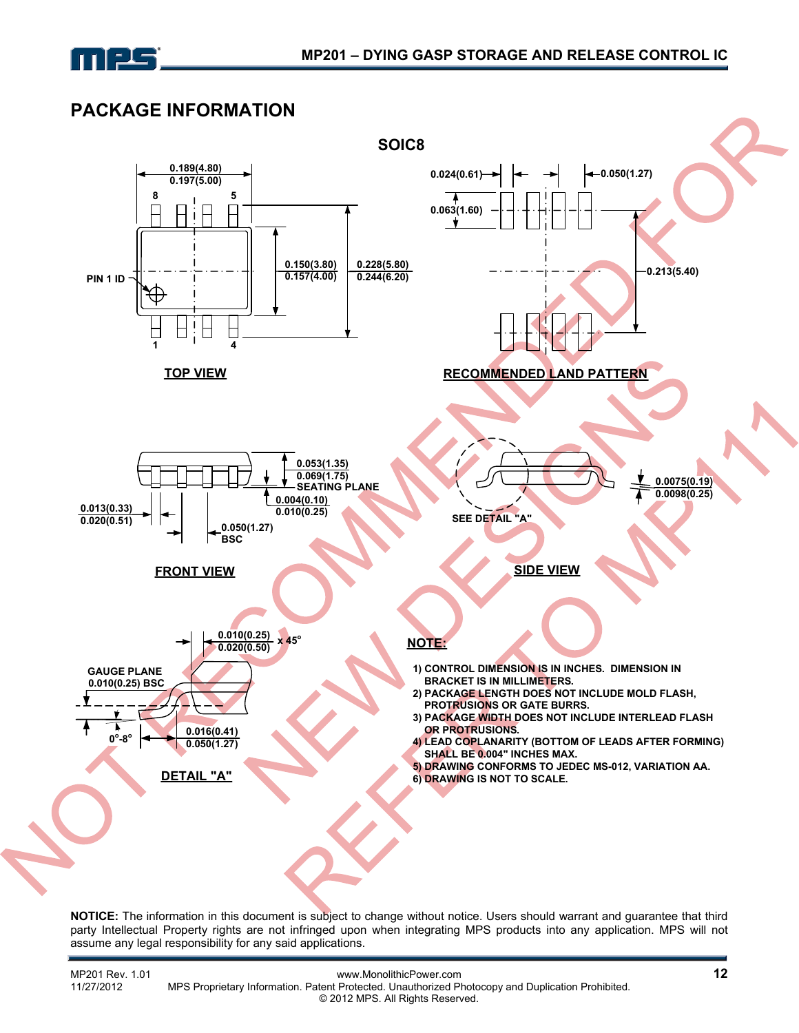# PACKAGE INFORMATION

## SOIC8

0.189(4.80)
0.197(5.00)

8 5

PIN 1 ID

1 4

0.150(3.80)
0.157(4.00)

0.228(5.80)
0.244(6.20)

**TOP VIEW**

0.024(0.61)

0.050(1.27)

0.063(1.60)

0.213(5.40)

**RECOMMENDED LAND PATTERN**

0.053(1.35)
0.069(1.75)

SEATING PLANE

0.004(0.10)
0.010(0.25)

0.013(0.33)
0.020(0.51)

0.050(1.27)
BSC

**FRONT VIEW**

SEE DETAIL "A"

0.0075(0.19)
0.0098(0.25)

**SIDE VIEW**

0.010(0.25)
0.020(0.50) x 45°

GAUGE PLANE
0.010(0.25) BSC

0°-8°

0.016(0.41)
0.050(1.27)

**DETAIL "A"**

**NOTE:**

1) CONTROL DIMENSION IS IN INCHES. DIMENSION IN BRACKET IS IN MILLIMETERS.
2) PACKAGE LENGTH DOES NOT INCLUDE MOLD FLASH, PROTRUSIONS OR GATE BURRS.
3) PACKAGE WIDTH DOES NOT INCLUDE INTERLEAD FLASH OR PROTRUSIONS.
4) LEAD COPLANARITY (BOTTOM OF LEADS AFTER FORMING) SHALL BE 0.004" INCHES MAX.
5) DRAWING CONFORMS TO JEDEC MS-012, VARIATION AA.
6) DRAWING IS NOT TO SCALE.

**NOTICE:** The information in this document is subject to change without notice. Users should warrant and guarantee that third party Intellectual Property rights are not infringed upon when integrating MPS products into any application. MPS will not assume any legal responsibility for any said applications.